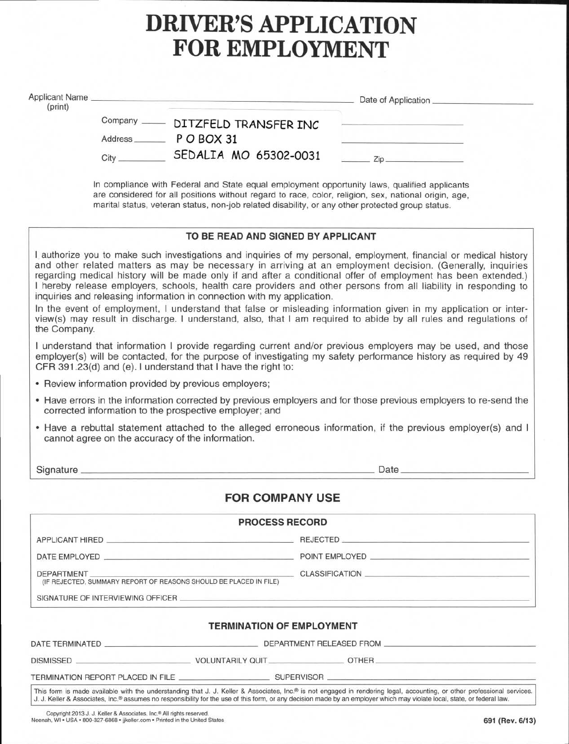# DRIVER'S APPLICATION FOR EMPLOYMENT

Applicant Name (print) ____________________ Date of Application ____________

Company ____ DITZFELD TRANSFER INC ____________

Address ____ P O BOX 31 ____________

City ____ SEDALIA MO 65302-0031 ____ Zip ____________

In compliance with Federal and State equal employment opportunity laws, qualified applicants are considered for all positions without regard to race, color, religion, sex, national origin, age, marital status, veteran status, non-job related disability, or any other protected group status.

### TO BE READ AND SIGNED BY APPLICANT

I authorize you to make such investigations and inquiries of my personal, employment, financial or medical history and other related matters as may be necessary in arriving at an employment decision. (Generally, inquiries regarding medical history will be made only if and after a conditional offer of employment has been extended.) I hereby release employers, schools, health care providers and other persons from all liability in responding to inquiries and releasing information in connection with my application.

In the event of employment, I understand that false or misleading information given in my application or interview(s) may result in discharge. I understand, also, that I am required to abide by all rules and regulations of the Company.

I understand that information I provide regarding current and/or previous employers may be used, and those employer(s) will be contacted, for the purpose of investigating my safety performance history as required by 49 CFR 391.23(d) and (e). I understand that I have the right to:

- Review information provided by previous employers;
- Have errors in the information corrected by previous employers and for those previous employers to re-send the corrected information to the prospective employer; and
- Have a rebuttal statement attached to the alleged erroneous information, if the previous employer(s) and I cannot agree on the accuracy of the information.

Signature ____________________ Date ____________

## FOR COMPANY USE

### PROCESS RECORD

APPLICANT HIRED ____________ REJECTED ____________

DATE EMPLOYED ____________ POINT EMPLOYED ____________

DEPARTMENT ____________ CLASSIFICATION ____________
(IF REJECTED, SUMMARY REPORT OF REASONS SHOULD BE PLACED IN FILE)

SIGNATURE OF INTERVIEWING OFFICER ____________

### TERMINATION OF EMPLOYMENT

DATE TERMINATED ____________ DEPARTMENT RELEASED FROM ____________

DISMISSED ____________ VOLUNTARILY QUIT ____________ OTHER ____________

TERMINATION REPORT PLACED IN FILE ____________ SUPERVISOR ____________

This form is made available with the understanding that J. J. Keller & Associates, Inc.® is not engaged in rendering legal, accounting, or other professional services. J. J. Keller & Associates, Inc.® assumes no responsibility for the use of this form, or any decision made by an employer which may violate local, state, or federal law.

Copyright 2013 J. J. Keller & Associates, Inc.® All rights reserved.
Neenah, WI • USA • 800-327-6868 • jjkeller.com • Printed in the United States

691 (Rev. 6/13)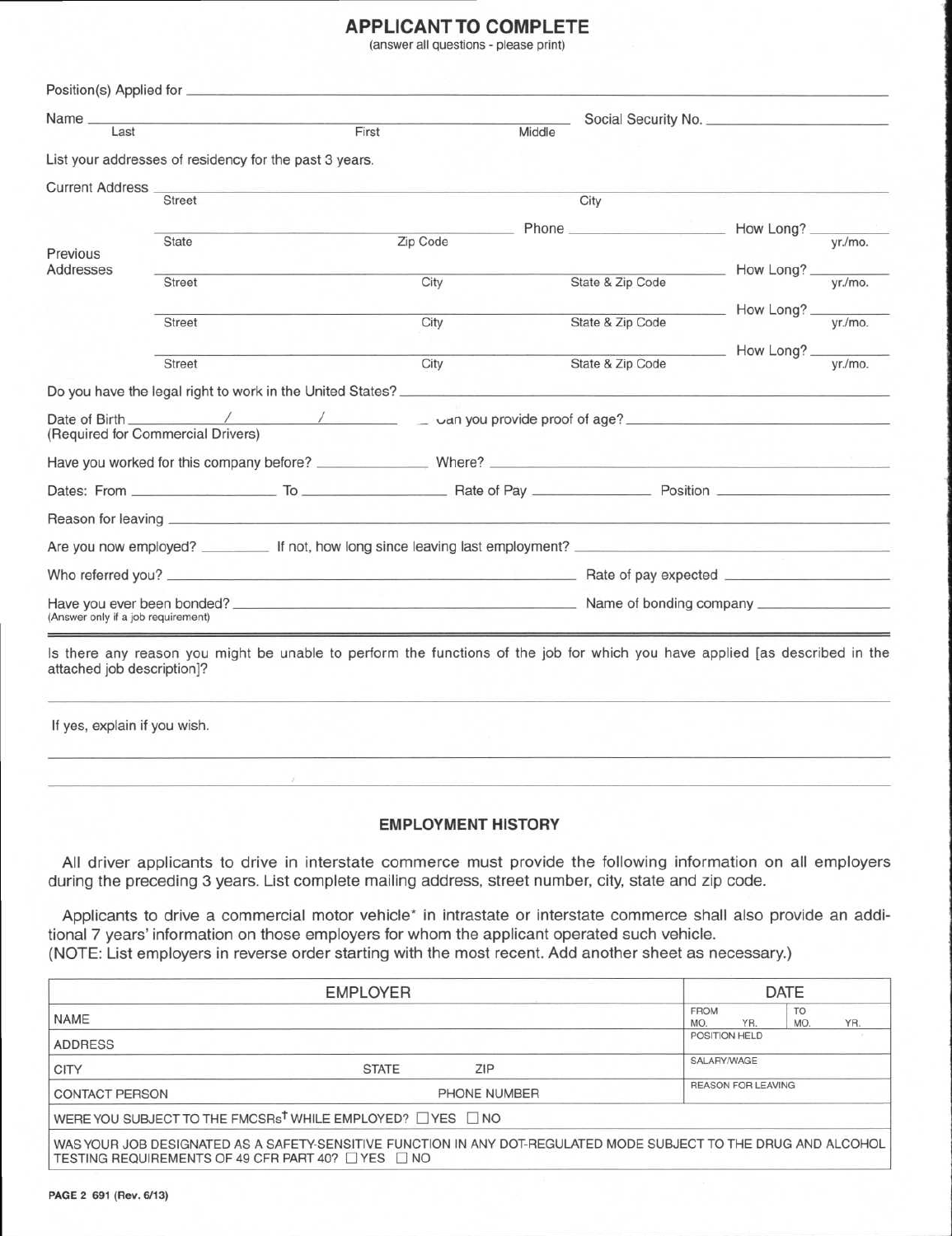## APPLICANT TO COMPLETE

(answer all questions - please print)

Position(s) Applied for ______________________________

Name ______________________________ Social Security No. ______________________________
Last First Middle

List your addresses of residency for the past 3 years.

Current Address ______________________________
Street City

______________________________ Phone ______________ How Long? ______ yr./mo.
State Zip Code

Previous Addresses

______________________________ How Long? ______ yr./mo.
Street City State & Zip Code

______________________________ How Long? ______ yr./mo.
Street City State & Zip Code

______________________________ How Long? ______ yr./mo.
Street City State & Zip Code

Do you have the legal right to work in the United States? ______________________________

Date of Birth ______ / ______ / ______ Can you provide proof of age? ______________________________
(Required for Commercial Drivers)

Have you worked for this company before? ______________ Where? ______________________________

Dates: From ______________ To ______________ Rate of Pay ______________ Position ______________

Reason for leaving ______________________________

Are you now employed? ______ If not, how long since leaving last employment? ______________________________

Who referred you? ______________________________ Rate of pay expected ______________________________

Have you ever been bonded? ______________________________ Name of bonding company ______________________________
(Answer only if a job requirement)

Is there any reason you might be unable to perform the functions of the job for which you have applied [as described in the attached job description]?

______________________________

If yes, explain if you wish.

______________________________

______________________________

## EMPLOYMENT HISTORY

All driver applicants to drive in interstate commerce must provide the following information on all employers during the preceding 3 years. List complete mailing address, street number, city, state and zip code.

Applicants to drive a commercial motor vehicle* in intrastate or interstate commerce shall also provide an additional 7 years' information on those employers for whom the applicant operated such vehicle.
(NOTE: List employers in reverse order starting with the most recent. Add another sheet as necessary.)

| EMPLOYER | | | DATE |
|---|---|---|---|
| NAME | | | FROM MO. YR. / TO MO. YR. |
| ADDRESS | | | POSITION HELD |
| CITY | STATE | ZIP | SALARY/WAGE |
| CONTACT PERSON | | PHONE NUMBER | REASON FOR LEAVING |
| WERE YOU SUBJECT TO THE FMCSRs[†] WHILE EMPLOYED? ☐ YES ☐ NO | | | |
| WAS YOUR JOB DESIGNATED AS A SAFETY-SENSITIVE FUNCTION IN ANY DOT-REGULATED MODE SUBJECT TO THE DRUG AND ALCOHOL TESTING REQUIREMENTS OF 49 CFR PART 40? ☐ YES ☐ NO | | | |

PAGE 2 691 (Rev. 6/13)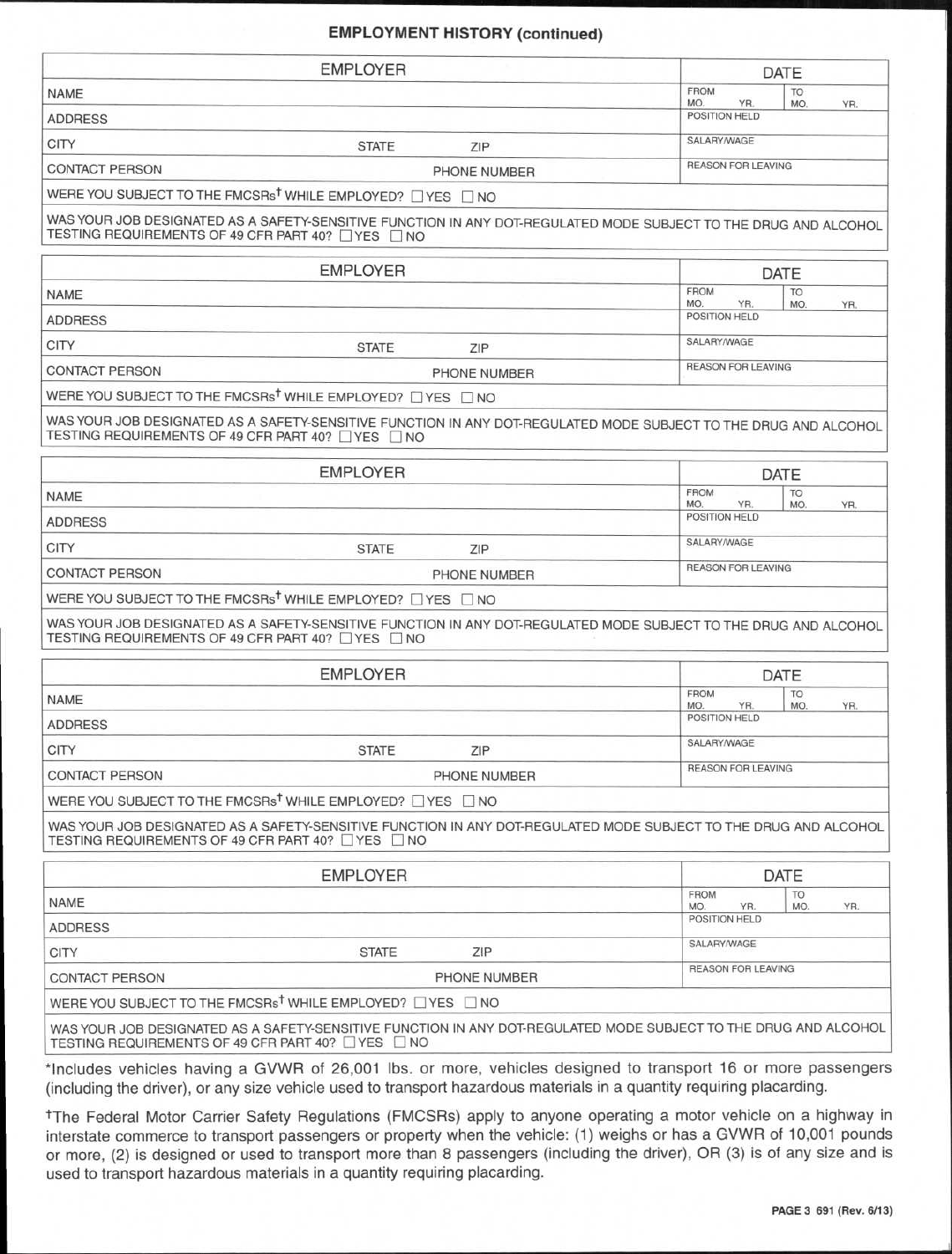## EMPLOYMENT HISTORY (continued)

| EMPLOYER | | | DATE | |
|---|---|---|---|---|
| NAME | | | FROM MO. YR. | TO MO. YR. |
| ADDRESS | | | POSITION HELD | |
| CITY | STATE | ZIP | SALARY/WAGE | |
| CONTACT PERSON | | PHONE NUMBER | REASON FOR LEAVING | |
| WERE YOU SUBJECT TO THE FMCSRs† WHILE EMPLOYED? ☐ YES ☐ NO | | | | |
| WAS YOUR JOB DESIGNATED AS A SAFETY-SENSITIVE FUNCTION IN ANY DOT-REGULATED MODE SUBJECT TO THE DRUG AND ALCOHOL TESTING REQUIREMENTS OF 49 CFR PART 40? ☐ YES ☐ NO | | | | |

| EMPLOYER | | | DATE | |
|---|---|---|---|---|
| NAME | | | FROM MO. YR. | TO MO. YR. |
| ADDRESS | | | POSITION HELD | |
| CITY | STATE | ZIP | SALARY/WAGE | |
| CONTACT PERSON | | PHONE NUMBER | REASON FOR LEAVING | |
| WERE YOU SUBJECT TO THE FMCSRs† WHILE EMPLOYED? ☐ YES ☐ NO | | | | |
| WAS YOUR JOB DESIGNATED AS A SAFETY-SENSITIVE FUNCTION IN ANY DOT-REGULATED MODE SUBJECT TO THE DRUG AND ALCOHOL TESTING REQUIREMENTS OF 49 CFR PART 40? ☐ YES ☐ NO | | | | |

| EMPLOYER | | | DATE | |
|---|---|---|---|---|
| NAME | | | FROM MO. YR. | TO MO. YR. |
| ADDRESS | | | POSITION HELD | |
| CITY | STATE | ZIP | SALARY/WAGE | |
| CONTACT PERSON | | PHONE NUMBER | REASON FOR LEAVING | |
| WERE YOU SUBJECT TO THE FMCSRs† WHILE EMPLOYED? ☐ YES ☐ NO | | | | |
| WAS YOUR JOB DESIGNATED AS A SAFETY-SENSITIVE FUNCTION IN ANY DOT-REGULATED MODE SUBJECT TO THE DRUG AND ALCOHOL TESTING REQUIREMENTS OF 49 CFR PART 40? ☐ YES ☐ NO | | | | |

| EMPLOYER | | | DATE | |
|---|---|---|---|---|
| NAME | | | FROM MO. YR. | TO MO. YR. |
| ADDRESS | | | POSITION HELD | |
| CITY | STATE | ZIP | SALARY/WAGE | |
| CONTACT PERSON | | PHONE NUMBER | REASON FOR LEAVING | |
| WERE YOU SUBJECT TO THE FMCSRs† WHILE EMPLOYED? ☐ YES ☐ NO | | | | |
| WAS YOUR JOB DESIGNATED AS A SAFETY-SENSITIVE FUNCTION IN ANY DOT-REGULATED MODE SUBJECT TO THE DRUG AND ALCOHOL TESTING REQUIREMENTS OF 49 CFR PART 40? ☐ YES ☐ NO | | | | |

| EMPLOYER | | | DATE | |
|---|---|---|---|---|
| NAME | | | FROM MO. YR. | TO MO. YR. |
| ADDRESS | | | POSITION HELD | |
| CITY | STATE | ZIP | SALARY/WAGE | |
| CONTACT PERSON | | PHONE NUMBER | REASON FOR LEAVING | |
| WERE YOU SUBJECT TO THE FMCSRs† WHILE EMPLOYED? ☐ YES ☐ NO | | | | |
| WAS YOUR JOB DESIGNATED AS A SAFETY-SENSITIVE FUNCTION IN ANY DOT-REGULATED MODE SUBJECT TO THE DRUG AND ALCOHOL TESTING REQUIREMENTS OF 49 CFR PART 40? ☐ YES ☐ NO | | | | |

*Includes vehicles having a GVWR of 26,001 lbs. or more, vehicles designed to transport 16 or more passengers (including the driver), or any size vehicle used to transport hazardous materials in a quantity requiring placarding.

†The Federal Motor Carrier Safety Regulations (FMCSRs) apply to anyone operating a motor vehicle on a highway in interstate commerce to transport passengers or property when the vehicle: (1) weighs or has a GVWR of 10,001 pounds or more, (2) is designed or used to transport more than 8 passengers (including the driver), OR (3) is of any size and is used to transport hazardous materials in a quantity requiring placarding.

691 (Rev. 6/13)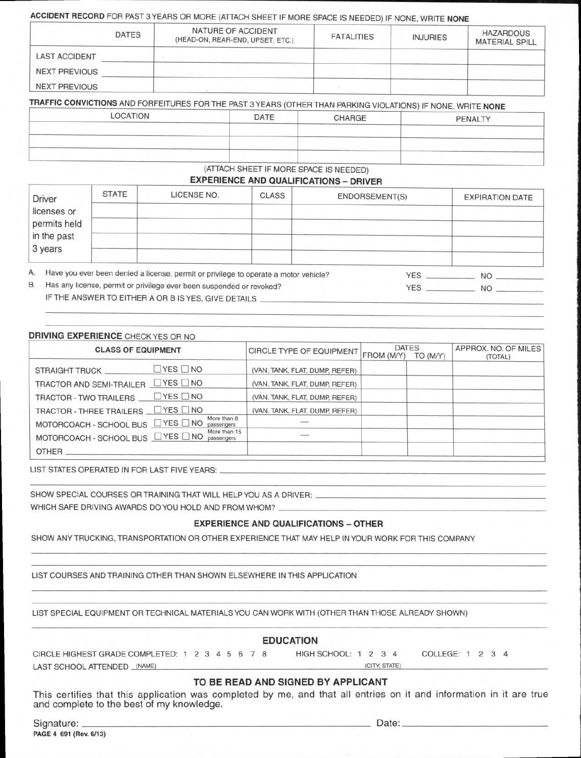**ACCIDENT RECORD** FOR PAST 3 YEARS OR MORE (ATTACH SHEET IF MORE SPACE IS NEEDED) IF NONE, WRITE **NONE**

| | DATES | NATURE OF ACCIDENT (HEAD-ON, REAR-END, UPSET, ETC.) | FATALITIES | INJURIES | HAZARDOUS MATERIAL SPILL |
|---|---|---|---|---|---|
| LAST ACCIDENT | | | | | |
| NEXT PREVIOUS | | | | | |
| NEXT PREVIOUS | | | | | |

**TRAFFIC CONVICTIONS** AND FORFEITURES FOR THE PAST 3 YEARS (OTHER THAN PARKING VIOLATIONS) IF NONE, WRITE **NONE**

| LOCATION | DATE | CHARGE | PENALTY |
|---|---|---|---|
| | | | |
| | | | |
| | | | |

(ATTACH SHEET IF MORE SPACE IS NEEDED)

## EXPERIENCE AND QUALIFICATIONS – DRIVER

| Driver licenses or permits held in the past 3 years | STATE | LICENSE NO. | CLASS | ENDORSEMENT(S) | EXPIRATION DATE |
|---|---|---|---|---|---|
| | | | | | |
| | | | | | |
| | | | | | |
| | | | | | |

A. Have you ever been denied a license, permit or privilege to operate a motor vehicle? YES \_\_\_\_\_\_\_\_ NO \_\_\_\_\_\_\_\_

B. Has any license, permit or privilege ever been suspended or revoked? YES \_\_\_\_\_\_\_\_ NO \_\_\_\_\_\_\_\_

IF THE ANSWER TO EITHER A OR B IS YES, GIVE DETAILS \_\_\_\_\_\_\_\_\_\_\_\_\_\_\_\_\_\_\_\_\_\_\_\_\_\_\_\_\_\_\_\_\_\_\_\_\_\_\_\_

**DRIVING EXPERIENCE** CHECK YES OR NO

| CLASS OF EQUIPMENT | | CIRCLE TYPE OF EQUIPMENT | DATES FROM (M/Y) | TO (M/Y) | APPROX. NO. OF MILES (TOTAL) |
|---|---|---|---|---|---|
| STRAIGHT TRUCK | ☐ YES ☐ NO | (VAN, TANK, FLAT, DUMP, REFER) | | | |
| TRACTOR AND SEMI-TRAILER | ☐ YES ☐ NO | (VAN, TANK, FLAT, DUMP, REFER) | | | |
| TRACTOR - TWO TRAILERS | ☐ YES ☐ NO | (VAN, TANK, FLAT, DUMP, REFER) | | | |
| TRACTOR - THREE TRAILERS | ☐ YES ☐ NO | (VAN, TANK, FLAT, DUMP, REFER) | | | |
| MOTORCOACH - SCHOOL BUS | ☐ YES ☐ NO More than 8 passengers | — | | | |
| MOTORCOACH - SCHOOL BUS | ☐ YES ☐ NO More than 15 passengers | — | | | |
| OTHER | | | | | |

LIST STATES OPERATED IN FOR LAST FIVE YEARS: \_\_\_\_\_\_\_\_\_\_\_\_\_\_\_\_\_\_\_\_\_\_\_\_\_\_\_\_\_\_\_\_

SHOW SPECIAL COURSES OR TRAINING THAT WILL HELP YOU AS A DRIVER: \_\_\_\_\_\_\_\_\_\_\_\_\_\_\_\_\_\_\_\_\_\_\_\_

WHICH SAFE DRIVING AWARDS DO YOU HOLD AND FROM WHOM? \_\_\_\_\_\_\_\_\_\_\_\_\_\_\_\_\_\_\_\_\_\_\_\_

## EXPERIENCE AND QUALIFICATIONS – OTHER

SHOW ANY TRUCKING, TRANSPORTATION OR OTHER EXPERIENCE THAT MAY HELP IN YOUR WORK FOR THIS COMPANY

\_\_\_\_\_\_\_\_\_\_\_\_\_\_\_\_\_\_\_\_\_\_\_\_\_\_\_\_\_\_\_\_\_\_\_\_\_\_\_\_\_\_\_\_\_\_\_\_\_\_\_\_\_\_\_\_\_\_\_\_\_\_\_\_

LIST COURSES AND TRAINING OTHER THAN SHOWN ELSEWHERE IN THIS APPLICATION

\_\_\_\_\_\_\_\_\_\_\_\_\_\_\_\_\_\_\_\_\_\_\_\_\_\_\_\_\_\_\_\_\_\_\_\_\_\_\_\_\_\_\_\_\_\_\_\_\_\_\_\_\_\_\_\_\_\_\_\_\_\_\_\_

LIST SPECIAL EQUIPMENT OR TECHNICAL MATERIALS YOU CAN WORK WITH (OTHER THAN THOSE ALREADY SHOWN)

\_\_\_\_\_\_\_\_\_\_\_\_\_\_\_\_\_\_\_\_\_\_\_\_\_\_\_\_\_\_\_\_\_\_\_\_\_\_\_\_\_\_\_\_\_\_\_\_\_\_\_\_\_\_\_\_\_\_\_\_\_\_\_\_

## EDUCATION

CIRCLE HIGHEST GRADE COMPLETED: 1 2 3 4 5 6 7 8 HIGH SCHOOL: 1 2 3 4 COLLEGE: 1 2 3 4

LAST SCHOOL ATTENDED (NAME) \_\_\_\_\_\_\_\_\_\_\_\_\_\_\_\_ (CITY, STATE) \_\_\_\_\_\_\_\_\_\_\_\_\_\_\_\_

## TO BE READ AND SIGNED BY APPLICANT

This certifies that this application was completed by me, and that all entries on it and information in it are true and complete to the best of my knowledge.

Signature: \_\_\_\_\_\_\_\_\_\_\_\_\_\_\_\_\_\_\_\_\_\_\_\_\_\_\_\_\_\_\_\_ Date: \_\_\_\_\_\_\_\_\_\_\_\_\_\_\_\_

PAGE 4 691 (Rev. 6/13)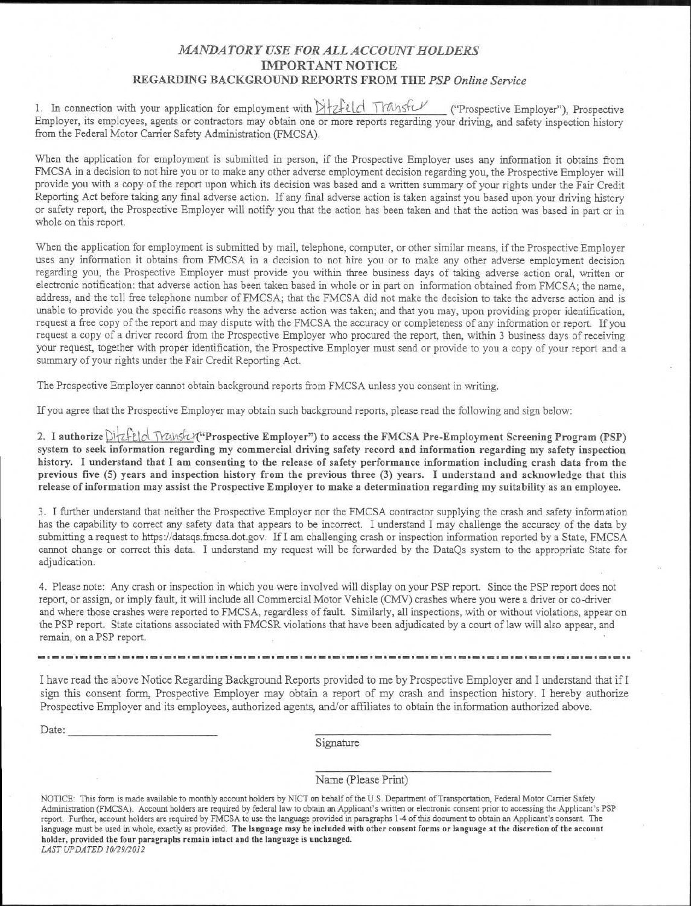*MANDATORY USE FOR ALL ACCOUNT HOLDERS*
**IMPORTANT NOTICE**
**REGARDING BACKGROUND REPORTS FROM THE *PSP Online Service***

1. In connection with your application for employment with Ditzfeld Transfer ("Prospective Employer"), Prospective Employer, its employees, agents or contractors may obtain one or more reports regarding your driving, and safety inspection history from the Federal Motor Carrier Safety Administration (FMCSA).

When the application for employment is submitted in person, if the Prospective Employer uses any information it obtains from FMCSA in a decision to not hire you or to make any other adverse employment decision regarding you, the Prospective Employer will provide you with a copy of the report upon which its decision was based and a written summary of your rights under the Fair Credit Reporting Act before taking any final adverse action. If any final adverse action is taken against you based upon your driving history or safety report, the Prospective Employer will notify you that the action has been taken and that the action was based in part or in whole on this report.

When the application for employment is submitted by mail, telephone, computer, or other similar means, if the Prospective Employer uses any information it obtains from FMCSA in a decision to not hire you or to make any other adverse employment decision regarding you, the Prospective Employer must provide you within three business days of taking adverse action oral, written or electronic notification: that adverse action has been taken based in whole or in part on information obtained from FMCSA; the name, address, and the toll free telephone number of FMCSA; that the FMCSA did not make the decision to take the adverse action and is unable to provide you the specific reasons why the adverse action was taken; and that you may, upon providing proper identification, request a free copy of the report and may dispute with the FMCSA the accuracy or completeness of any information or report. If you request a copy of a driver record from the Prospective Employer who procured the report, then, within 3 business days of receiving your request, together with proper identification, the Prospective Employer must send or provide to you a copy of your report and a summary of your rights under the Fair Credit Reporting Act.

The Prospective Employer cannot obtain background reports from FMCSA unless you consent in writing.

If you agree that the Prospective Employer may obtain such background reports, please read the following and sign below:

2. **I authorize** Ditzfeld Transfer **("Prospective Employer") to access the FMCSA Pre-Employment Screening Program (PSP) system to seek information regarding my commercial driving safety record and information regarding my safety inspection history. I understand that I am consenting to the release of safety performance information including crash data from the previous five (5) years and inspection history from the previous three (3) years. I understand and acknowledge that this release of information may assist the Prospective Employer to make a determination regarding my suitability as an employee.**

3. I further understand that neither the Prospective Employer nor the FMCSA contractor supplying the crash and safety information has the capability to correct any safety data that appears to be incorrect. I understand I may challenge the accuracy of the data by submitting a request to https://dataqs.fmcsa.dot.gov. If I am challenging crash or inspection information reported by a State, FMCSA cannot change or correct this data. I understand my request will be forwarded by the DataQs system to the appropriate State for adjudication.

4. Please note: Any crash or inspection in which you were involved will display on your PSP report. Since the PSP report does not report, or assign, or imply fault, it will include all Commercial Motor Vehicle (CMV) crashes where you were a driver or co-driver and where those crashes were reported to FMCSA, regardless of fault. Similarly, all inspections, with or without violations, appear on the PSP report. State citations associated with FMCSR violations that have been adjudicated by a court of law will also appear, and remain, on a PSP report.

---

I have read the above Notice Regarding Background Reports provided to me by Prospective Employer and I understand that if I sign this consent form, Prospective Employer may obtain a report of my crash and inspection history. I hereby authorize Prospective Employer and its employees, authorized agents, and/or affiliates to obtain the information authorized above.

Date: ______________________

______________________
Signature

______________________
Name (Please Print)

NOTICE: This form is made available to monthly account holders by NICT on behalf of the U.S. Department of Transportation, Federal Motor Carrier Safety Administration (FMCSA). Account holders are required by federal law to obtain an Applicant's written or electronic consent prior to accessing the Applicant's PSP report. Further, account holders are required by FMCSA to use the language provided in paragraphs 1-4 of this document to obtain an Applicant's consent. The language must be used in whole, exactly as provided. **The language may be included with other consent forms or language at the discretion of the account holder, provided the four paragraphs remain intact and the language is unchanged.**
*LAST UPDATED 10/29/2012*